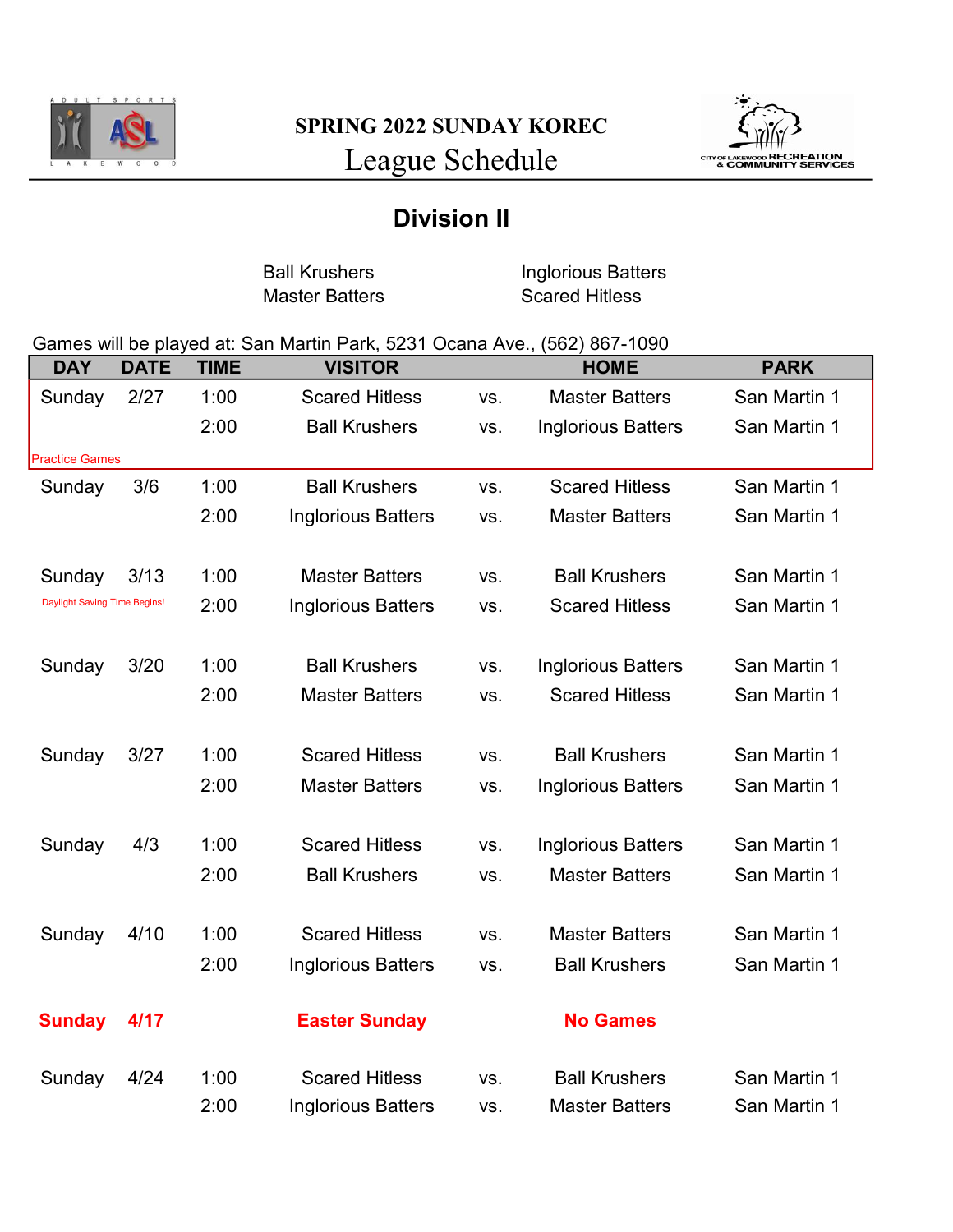ADULT SPORTS ASL LAKEWOOD

# SPRING 2022 SUNDAY KOREC

## League Schedule

CITY OF LAKEWOOD RECREATION & COMMUNITY SERVICES

## Division II

Ball Krushers
Master Batters
Inglorious Batters
Scared Hitless

Games will be played at: San Martin Park, 5231 Ocana Ave., (562) 867-1090

| DAY | DATE | TIME | VISITOR | | HOME | PARK |
|---|---|---|---|---|---|---|
| Sunday | 2/27 | 1:00 | Scared Hitless | vs. | Master Batters | San Martin 1 |
| | | 2:00 | Ball Krushers | vs. | Inglorious Batters | San Martin 1 |
| Practice Games | | | | | | |
| Sunday | 3/6 | 1:00 | Ball Krushers | vs. | Scared Hitless | San Martin 1 |
| | | 2:00 | Inglorious Batters | vs. | Master Batters | San Martin 1 |
| Sunday | 3/13 | 1:00 | Master Batters | vs. | Ball Krushers | San Martin 1 |
| Daylight Saving Time Begins! | | 2:00 | Inglorious Batters | vs. | Scared Hitless | San Martin 1 |
| Sunday | 3/20 | 1:00 | Ball Krushers | vs. | Inglorious Batters | San Martin 1 |
| | | 2:00 | Master Batters | vs. | Scared Hitless | San Martin 1 |
| Sunday | 3/27 | 1:00 | Scared Hitless | vs. | Ball Krushers | San Martin 1 |
| | | 2:00 | Master Batters | vs. | Inglorious Batters | San Martin 1 |
| Sunday | 4/3 | 1:00 | Scared Hitless | vs. | Inglorious Batters | San Martin 1 |
| | | 2:00 | Ball Krushers | vs. | Master Batters | San Martin 1 |
| Sunday | 4/10 | 1:00 | Scared Hitless | vs. | Master Batters | San Martin 1 |
| | | 2:00 | Inglorious Batters | vs. | Ball Krushers | San Martin 1 |
| **Sunday** | **4/17** | | **Easter Sunday** | | **No Games** | |
| Sunday | 4/24 | 1:00 | Scared Hitless | vs. | Ball Krushers | San Martin 1 |
| | | 2:00 | Inglorious Batters | vs. | Master Batters | San Martin 1 |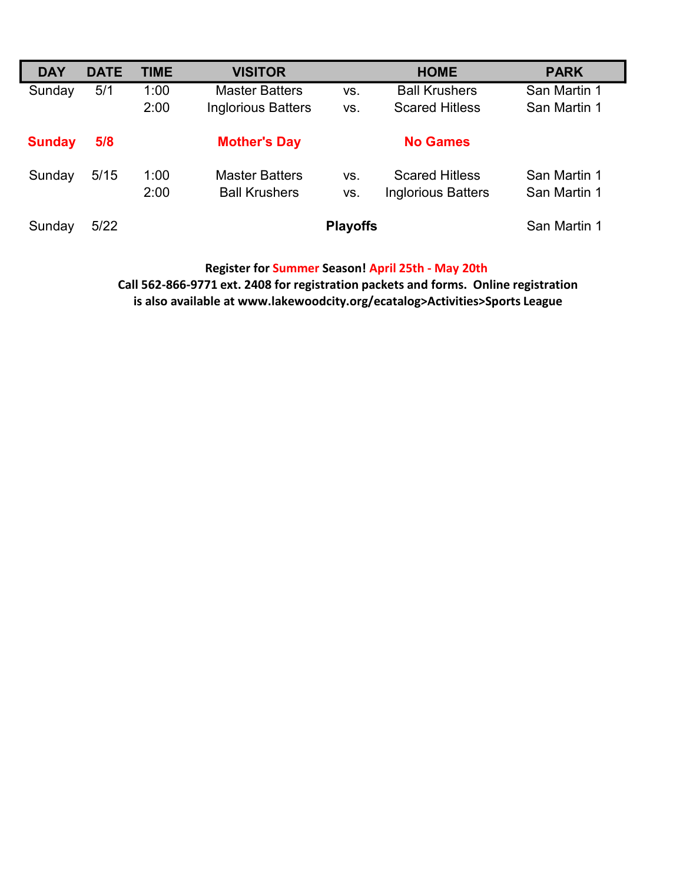| DAY | DATE | TIME | VISITOR | | HOME | PARK |
|---|---|---|---|---|---|---|
| Sunday | 5/1 | 1:00 | Master Batters | vs. | Ball Krushers | San Martin 1 |
| | | 2:00 | Inglorious Batters | vs. | Scared Hitless | San Martin 1 |
| **Sunday** | **5/8** | | **Mother's Day** | | **No Games** | |
| Sunday | 5/15 | 1:00 | Master Batters | vs. | Scared Hitless | San Martin 1 |
| | | 2:00 | Ball Krushers | vs. | Inglorious Batters | San Martin 1 |
| Sunday | 5/22 | | | **Playoffs** | | San Martin 1 |

**Register for Summer Season! April 25th - May 20th**
**Call 562-866-9771 ext. 2408 for registration packets and forms. Online registration is also available at www.lakewoodcity.org/ecatalog>Activities>Sports League**